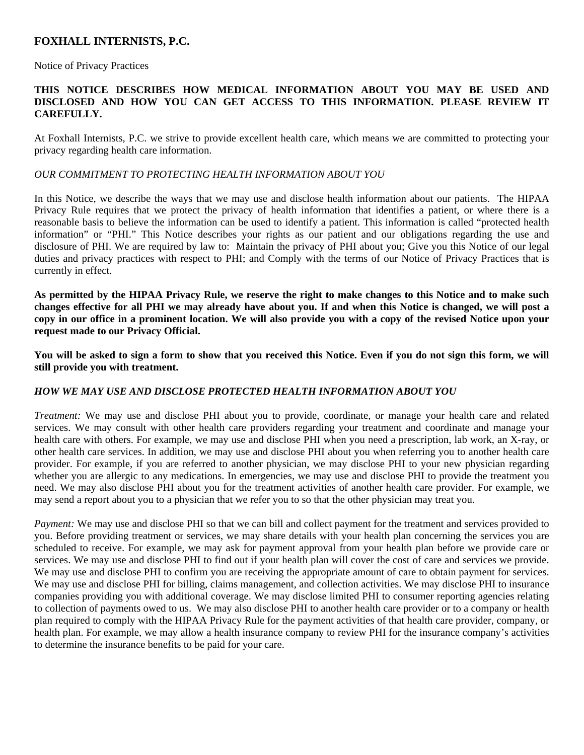## FOXHALL INTERNISTS, P.C.

Notice of Privacy Practices

**THIS NOTICE DESCRIBES HOW MEDICAL INFORMATION ABOUT YOU MAY BE USED AND DISCLOSED AND HOW YOU CAN GET ACCESS TO THIS INFORMATION. PLEASE REVIEW IT CAREFULLY.**

At Foxhall Internists, P.C. we strive to provide excellent health care, which means we are committed to protecting your privacy regarding health care information.

*OUR COMMITMENT TO PROTECTING HEALTH INFORMATION ABOUT YOU*

In this Notice, we describe the ways that we may use and disclose health information about our patients. The HIPAA Privacy Rule requires that we protect the privacy of health information that identifies a patient, or where there is a reasonable basis to believe the information can be used to identify a patient. This information is called "protected health information" or "PHI." This Notice describes your rights as our patient and our obligations regarding the use and disclosure of PHI. We are required by law to: Maintain the privacy of PHI about you; Give you this Notice of our legal duties and privacy practices with respect to PHI; and Comply with the terms of our Notice of Privacy Practices that is currently in effect.

**As permitted by the HIPAA Privacy Rule, we reserve the right to make changes to this Notice and to make such changes effective for all PHI we may already have about you. If and when this Notice is changed, we will post a copy in our office in a prominent location. We will also provide you with a copy of the revised Notice upon your request made to our Privacy Official.**

**You will be asked to sign a form to show that you received this Notice. Even if you do not sign this form, we will still provide you with treatment.**

*HOW WE MAY USE AND DISCLOSE PROTECTED HEALTH INFORMATION ABOUT YOU*

*Treatment:* We may use and disclose PHI about you to provide, coordinate, or manage your health care and related services. We may consult with other health care providers regarding your treatment and coordinate and manage your health care with others. For example, we may use and disclose PHI when you need a prescription, lab work, an X-ray, or other health care services. In addition, we may use and disclose PHI about you when referring you to another health care provider. For example, if you are referred to another physician, we may disclose PHI to your new physician regarding whether you are allergic to any medications. In emergencies, we may use and disclose PHI to provide the treatment you need. We may also disclose PHI about you for the treatment activities of another health care provider. For example, we may send a report about you to a physician that we refer you to so that the other physician may treat you.

*Payment:* We may use and disclose PHI so that we can bill and collect payment for the treatment and services provided to you. Before providing treatment or services, we may share details with your health plan concerning the services you are scheduled to receive. For example, we may ask for payment approval from your health plan before we provide care or services. We may use and disclose PHI to find out if your health plan will cover the cost of care and services we provide. We may use and disclose PHI to confirm you are receiving the appropriate amount of care to obtain payment for services. We may use and disclose PHI for billing, claims management, and collection activities. We may disclose PHI to insurance companies providing you with additional coverage. We may disclose limited PHI to consumer reporting agencies relating to collection of payments owed to us. We may also disclose PHI to another health care provider or to a company or health plan required to comply with the HIPAA Privacy Rule for the payment activities of that health care provider, company, or health plan. For example, we may allow a health insurance company to review PHI for the insurance company's activities to determine the insurance benefits to be paid for your care.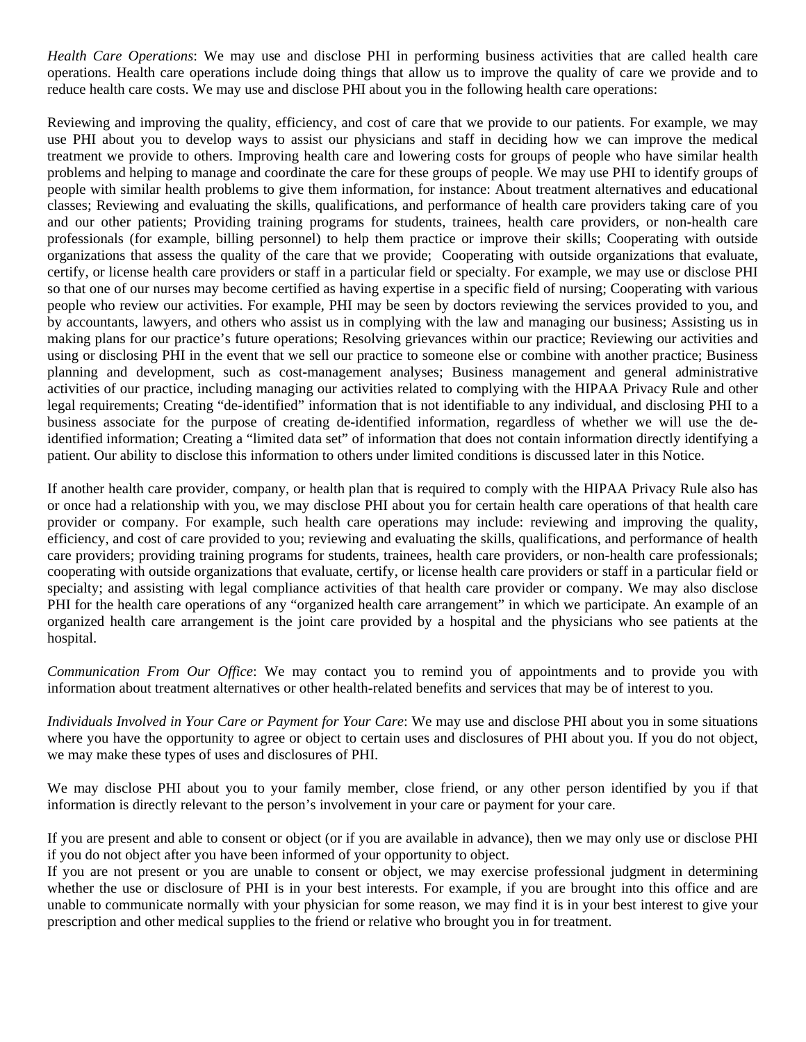*Health Care Operations*: We may use and disclose PHI in performing business activities that are called health care operations. Health care operations include doing things that allow us to improve the quality of care we provide and to reduce health care costs. We may use and disclose PHI about you in the following health care operations:

Reviewing and improving the quality, efficiency, and cost of care that we provide to our patients. For example, we may use PHI about you to develop ways to assist our physicians and staff in deciding how we can improve the medical treatment we provide to others. Improving health care and lowering costs for groups of people who have similar health problems and helping to manage and coordinate the care for these groups of people. We may use PHI to identify groups of people with similar health problems to give them information, for instance: About treatment alternatives and educational classes; Reviewing and evaluating the skills, qualifications, and performance of health care providers taking care of you and our other patients; Providing training programs for students, trainees, health care providers, or non-health care professionals (for example, billing personnel) to help them practice or improve their skills; Cooperating with outside organizations that assess the quality of the care that we provide; Cooperating with outside organizations that evaluate, certify, or license health care providers or staff in a particular field or specialty. For example, we may use or disclose PHI so that one of our nurses may become certified as having expertise in a specific field of nursing; Cooperating with various people who review our activities. For example, PHI may be seen by doctors reviewing the services provided to you, and by accountants, lawyers, and others who assist us in complying with the law and managing our business; Assisting us in making plans for our practice's future operations; Resolving grievances within our practice; Reviewing our activities and using or disclosing PHI in the event that we sell our practice to someone else or combine with another practice; Business planning and development, such as cost-management analyses; Business management and general administrative activities of our practice, including managing our activities related to complying with the HIPAA Privacy Rule and other legal requirements; Creating "de-identified" information that is not identifiable to any individual, and disclosing PHI to a business associate for the purpose of creating de-identified information, regardless of whether we will use the de-identified information; Creating a "limited data set" of information that does not contain information directly identifying a patient. Our ability to disclose this information to others under limited conditions is discussed later in this Notice.

If another health care provider, company, or health plan that is required to comply with the HIPAA Privacy Rule also has or once had a relationship with you, we may disclose PHI about you for certain health care operations of that health care provider or company. For example, such health care operations may include: reviewing and improving the quality, efficiency, and cost of care provided to you; reviewing and evaluating the skills, qualifications, and performance of health care providers; providing training programs for students, trainees, health care providers, or non-health care professionals; cooperating with outside organizations that evaluate, certify, or license health care providers or staff in a particular field or specialty; and assisting with legal compliance activities of that health care provider or company. We may also disclose PHI for the health care operations of any "organized health care arrangement" in which we participate. An example of an organized health care arrangement is the joint care provided by a hospital and the physicians who see patients at the hospital.

*Communication From Our Office*: We may contact you to remind you of appointments and to provide you with information about treatment alternatives or other health-related benefits and services that may be of interest to you.

*Individuals Involved in Your Care or Payment for Your Care*: We may use and disclose PHI about you in some situations where you have the opportunity to agree or object to certain uses and disclosures of PHI about you. If you do not object, we may make these types of uses and disclosures of PHI.

We may disclose PHI about you to your family member, close friend, or any other person identified by you if that information is directly relevant to the person's involvement in your care or payment for your care.

If you are present and able to consent or object (or if you are available in advance), then we may only use or disclose PHI if you do not object after you have been informed of your opportunity to object.

If you are not present or you are unable to consent or object, we may exercise professional judgment in determining whether the use or disclosure of PHI is in your best interests. For example, if you are brought into this office and are unable to communicate normally with your physician for some reason, we may find it is in your best interest to give your prescription and other medical supplies to the friend or relative who brought you in for treatment.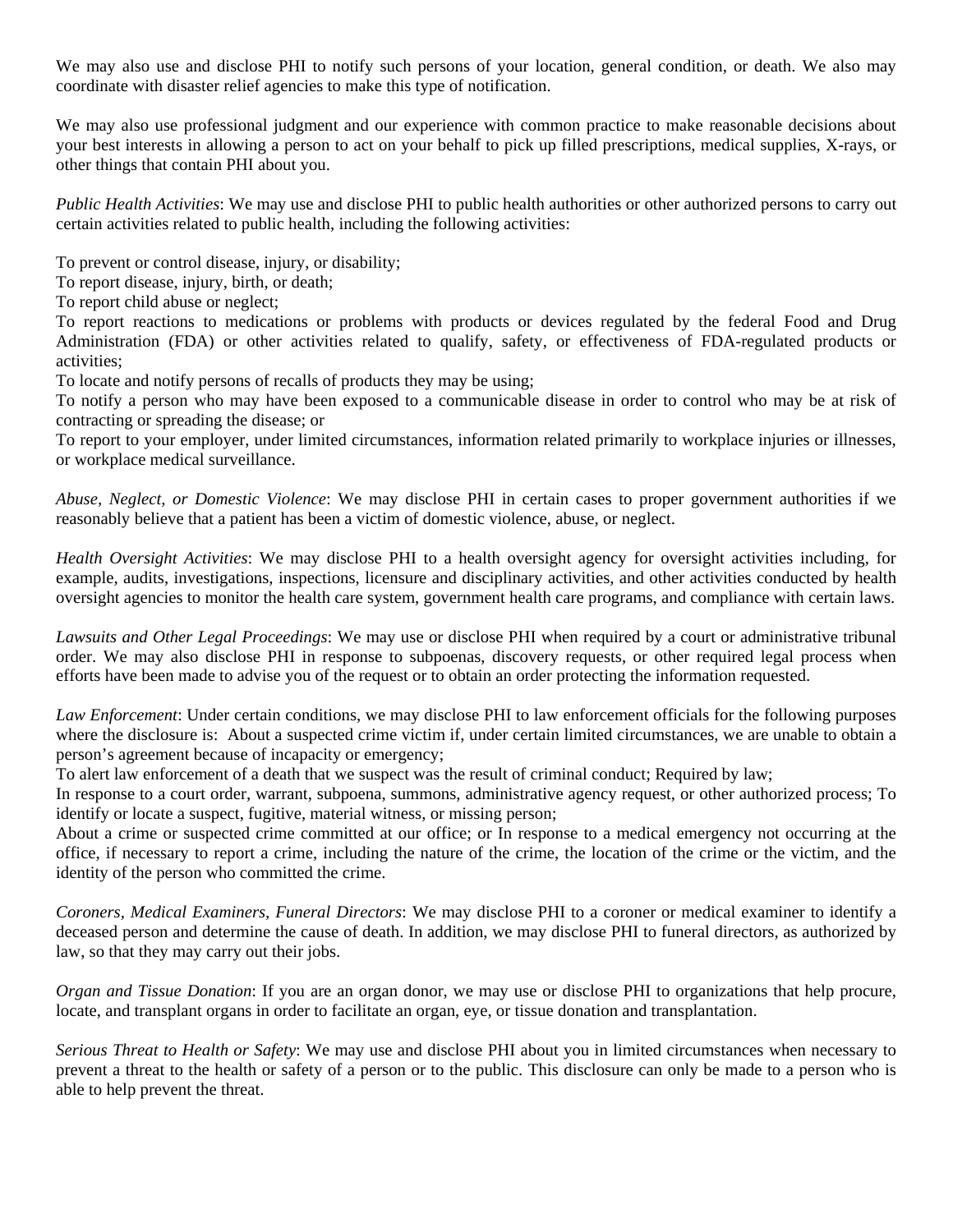We may also use and disclose PHI to notify such persons of your location, general condition, or death. We also may coordinate with disaster relief agencies to make this type of notification.

We may also use professional judgment and our experience with common practice to make reasonable decisions about your best interests in allowing a person to act on your behalf to pick up filled prescriptions, medical supplies, X-rays, or other things that contain PHI about you.

*Public Health Activities*: We may use and disclose PHI to public health authorities or other authorized persons to carry out certain activities related to public health, including the following activities:

To prevent or control disease, injury, or disability;
To report disease, injury, birth, or death;
To report child abuse or neglect;
To report reactions to medications or problems with products or devices regulated by the federal Food and Drug Administration (FDA) or other activities related to qualify, safety, or effectiveness of FDA-regulated products or activities;
To locate and notify persons of recalls of products they may be using;
To notify a person who may have been exposed to a communicable disease in order to control who may be at risk of contracting or spreading the disease; or
To report to your employer, under limited circumstances, information related primarily to workplace injuries or illnesses, or workplace medical surveillance.

*Abuse, Neglect, or Domestic Violence*: We may disclose PHI in certain cases to proper government authorities if we reasonably believe that a patient has been a victim of domestic violence, abuse, or neglect.

*Health Oversight Activities*: We may disclose PHI to a health oversight agency for oversight activities including, for example, audits, investigations, inspections, licensure and disciplinary activities, and other activities conducted by health oversight agencies to monitor the health care system, government health care programs, and compliance with certain laws.

*Lawsuits and Other Legal Proceedings*: We may use or disclose PHI when required by a court or administrative tribunal order. We may also disclose PHI in response to subpoenas, discovery requests, or other required legal process when efforts have been made to advise you of the request or to obtain an order protecting the information requested.

*Law Enforcement*: Under certain conditions, we may disclose PHI to law enforcement officials for the following purposes where the disclosure is: About a suspected crime victim if, under certain limited circumstances, we are unable to obtain a person's agreement because of incapacity or emergency;
To alert law enforcement of a death that we suspect was the result of criminal conduct; Required by law;
In response to a court order, warrant, subpoena, summons, administrative agency request, or other authorized process; To identify or locate a suspect, fugitive, material witness, or missing person;
About a crime or suspected crime committed at our office; or In response to a medical emergency not occurring at the office, if necessary to report a crime, including the nature of the crime, the location of the crime or the victim, and the identity of the person who committed the crime.

*Coroners, Medical Examiners, Funeral Directors*: We may disclose PHI to a coroner or medical examiner to identify a deceased person and determine the cause of death. In addition, we may disclose PHI to funeral directors, as authorized by law, so that they may carry out their jobs.

*Organ and Tissue Donation*: If you are an organ donor, we may use or disclose PHI to organizations that help procure, locate, and transplant organs in order to facilitate an organ, eye, or tissue donation and transplantation.

*Serious Threat to Health or Safety*: We may use and disclose PHI about you in limited circumstances when necessary to prevent a threat to the health or safety of a person or to the public. This disclosure can only be made to a person who is able to help prevent the threat.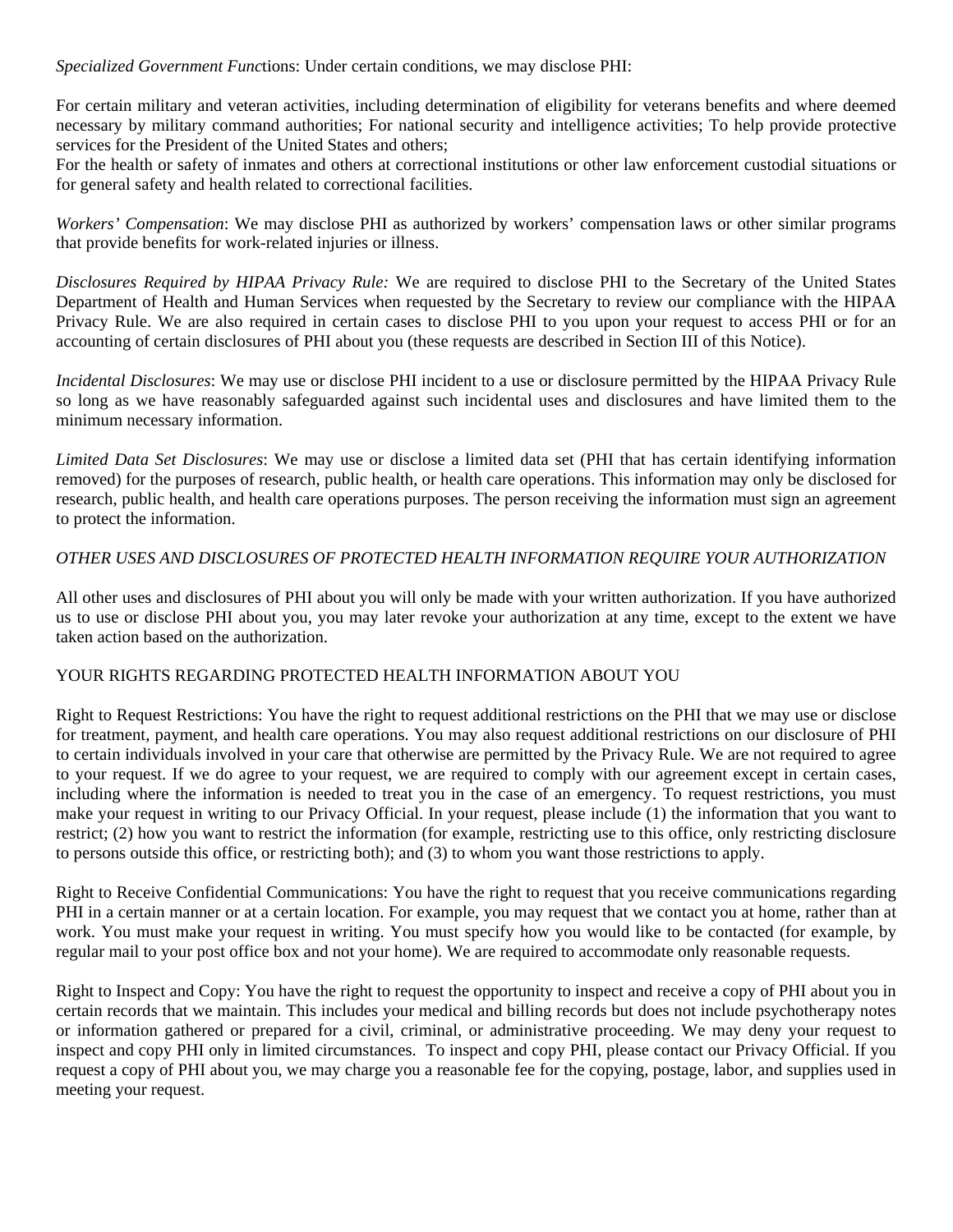*Specialized Government Functions*: Under certain conditions, we may disclose PHI:

For certain military and veteran activities, including determination of eligibility for veterans benefits and where deemed necessary by military command authorities; For national security and intelligence activities; To help provide protective services for the President of the United States and others;
For the health or safety of inmates and others at correctional institutions or other law enforcement custodial situations or for general safety and health related to correctional facilities.

*Workers' Compensation*: We may disclose PHI as authorized by workers' compensation laws or other similar programs that provide benefits for work-related injuries or illness.

*Disclosures Required by HIPAA Privacy Rule:* We are required to disclose PHI to the Secretary of the United States Department of Health and Human Services when requested by the Secretary to review our compliance with the HIPAA Privacy Rule. We are also required in certain cases to disclose PHI to you upon your request to access PHI or for an accounting of certain disclosures of PHI about you (these requests are described in Section III of this Notice).

*Incidental Disclosures*: We may use or disclose PHI incident to a use or disclosure permitted by the HIPAA Privacy Rule so long as we have reasonably safeguarded against such incidental uses and disclosures and have limited them to the minimum necessary information.

*Limited Data Set Disclosures*: We may use or disclose a limited data set (PHI that has certain identifying information removed) for the purposes of research, public health, or health care operations. This information may only be disclosed for research, public health, and health care operations purposes. The person receiving the information must sign an agreement to protect the information.

*OTHER USES AND DISCLOSURES OF PROTECTED HEALTH INFORMATION REQUIRE YOUR AUTHORIZATION*

All other uses and disclosures of PHI about you will only be made with your written authorization. If you have authorized us to use or disclose PHI about you, you may later revoke your authorization at any time, except to the extent we have taken action based on the authorization.

YOUR RIGHTS REGARDING PROTECTED HEALTH INFORMATION ABOUT YOU

Right to Request Restrictions: You have the right to request additional restrictions on the PHI that we may use or disclose for treatment, payment, and health care operations. You may also request additional restrictions on our disclosure of PHI to certain individuals involved in your care that otherwise are permitted by the Privacy Rule. We are not required to agree to your request. If we do agree to your request, we are required to comply with our agreement except in certain cases, including where the information is needed to treat you in the case of an emergency. To request restrictions, you must make your request in writing to our Privacy Official. In your request, please include (1) the information that you want to restrict; (2) how you want to restrict the information (for example, restricting use to this office, only restricting disclosure to persons outside this office, or restricting both); and (3) to whom you want those restrictions to apply.

Right to Receive Confidential Communications: You have the right to request that you receive communications regarding PHI in a certain manner or at a certain location. For example, you may request that we contact you at home, rather than at work. You must make your request in writing. You must specify how you would like to be contacted (for example, by regular mail to your post office box and not your home). We are required to accommodate only reasonable requests.

Right to Inspect and Copy: You have the right to request the opportunity to inspect and receive a copy of PHI about you in certain records that we maintain. This includes your medical and billing records but does not include psychotherapy notes or information gathered or prepared for a civil, criminal, or administrative proceeding. We may deny your request to inspect and copy PHI only in limited circumstances. To inspect and copy PHI, please contact our Privacy Official. If you request a copy of PHI about you, we may charge you a reasonable fee for the copying, postage, labor, and supplies used in meeting your request.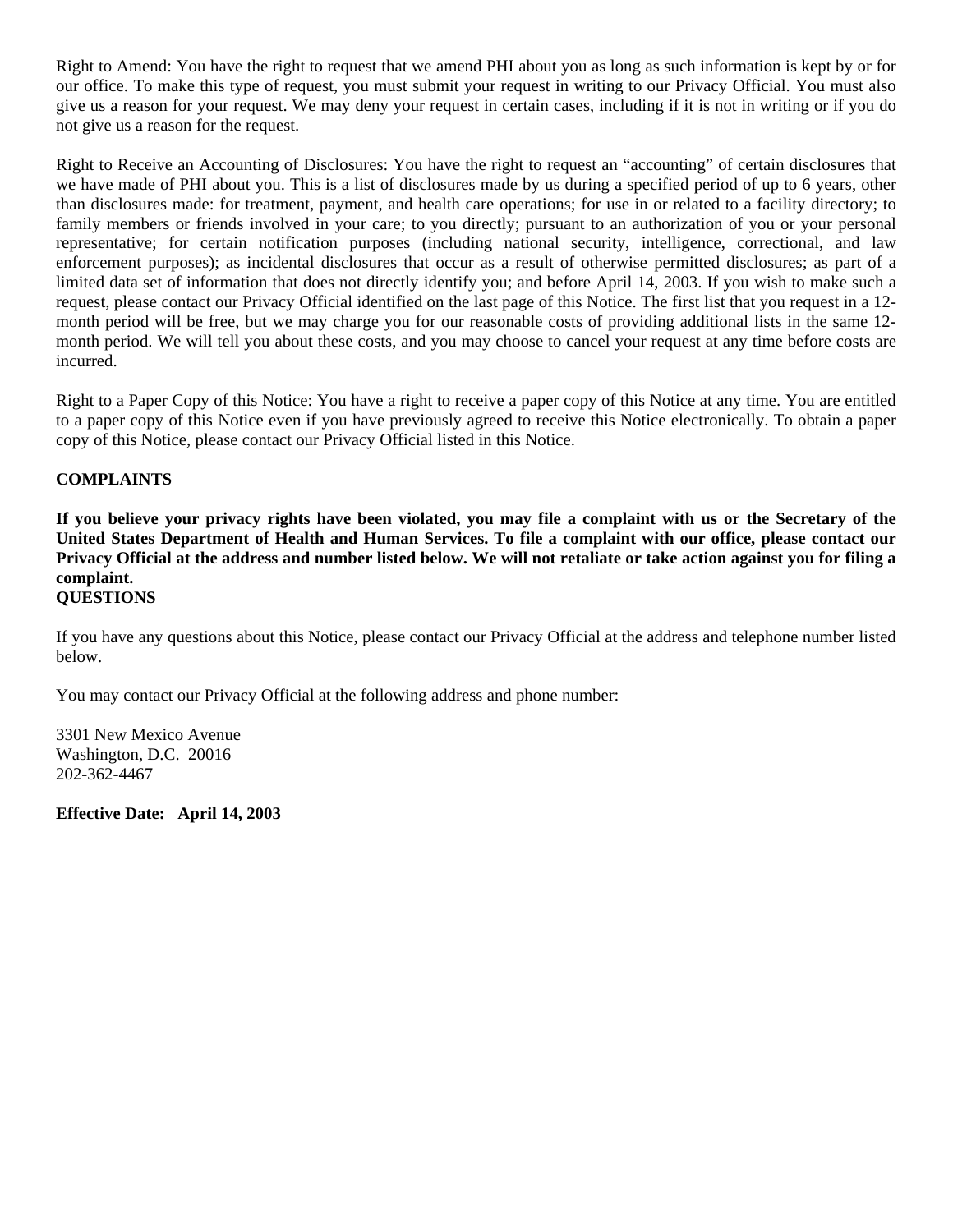Right to Amend: You have the right to request that we amend PHI about you as long as such information is kept by or for our office. To make this type of request, you must submit your request in writing to our Privacy Official. You must also give us a reason for your request. We may deny your request in certain cases, including if it is not in writing or if you do not give us a reason for the request.

Right to Receive an Accounting of Disclosures: You have the right to request an "accounting" of certain disclosures that we have made of PHI about you. This is a list of disclosures made by us during a specified period of up to 6 years, other than disclosures made: for treatment, payment, and health care operations; for use in or related to a facility directory; to family members or friends involved in your care; to you directly; pursuant to an authorization of you or your personal representative; for certain notification purposes (including national security, intelligence, correctional, and law enforcement purposes); as incidental disclosures that occur as a result of otherwise permitted disclosures; as part of a limited data set of information that does not directly identify you; and before April 14, 2003. If you wish to make such a request, please contact our Privacy Official identified on the last page of this Notice. The first list that you request in a 12-month period will be free, but we may charge you for our reasonable costs of providing additional lists in the same 12-month period. We will tell you about these costs, and you may choose to cancel your request at any time before costs are incurred.

Right to a Paper Copy of this Notice: You have a right to receive a paper copy of this Notice at any time. You are entitled to a paper copy of this Notice even if you have previously agreed to receive this Notice electronically. To obtain a paper copy of this Notice, please contact our Privacy Official listed in this Notice.

**COMPLAINTS**

**If you believe your privacy rights have been violated, you may file a complaint with us or the Secretary of the United States Department of Health and Human Services. To file a complaint with our office, please contact our Privacy Official at the address and number listed below. We will not retaliate or take action against you for filing a complaint.**

**QUESTIONS**

If you have any questions about this Notice, please contact our Privacy Official at the address and telephone number listed below.

You may contact our Privacy Official at the following address and phone number:

3301 New Mexico Avenue
Washington, D.C. 20016
202-362-4467

**Effective Date: April 14, 2003**